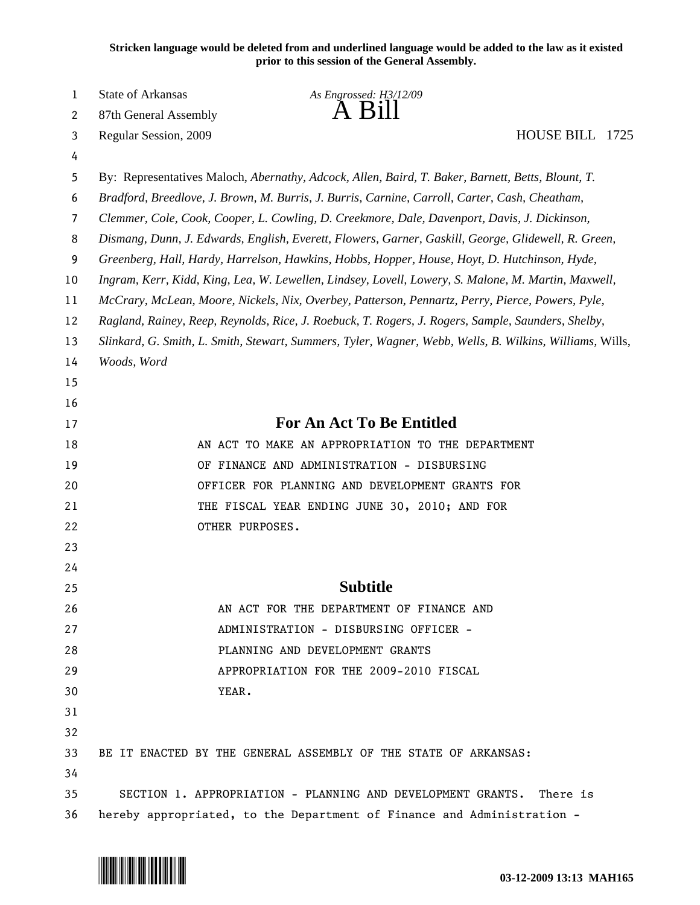**Stricken language would be deleted from and underlined language would be added to the law as it existed prior to this session of the General Assembly.**

State of Arkansas  
87th General Assembly  
Regular Session, 2009

*As Engrossed: H3/12/09*

# A Bill

HOUSE BILL 1725

By: Representatives Maloch, *Abernathy, Adcock, Allen, Baird, T. Baker, Barnett, Betts, Blount, T. Bradford, Breedlove, J. Brown, M. Burris, J. Burris, Carnine, Carroll, Carter, Cash, Cheatham, Clemmer, Cole, Cook, Cooper, L. Cowling, D. Creekmore, Dale, Davenport, Davis, J. Dickinson, Dismang, Dunn, J. Edwards, English, Everett, Flowers, Garner, Gaskill, George, Glidewell, R. Green, Greenberg, Hall, Hardy, Harrelson, Hawkins, Hobbs, Hopper, House, Hoyt, D. Hutchinson, Hyde, Ingram, Kerr, Kidd, King, Lea, W. Lewellen, Lindsey, Lovell, Lowery, S. Malone, M. Martin, Maxwell, McCrary, McLean, Moore, Nickels, Nix, Overbey, Patterson, Pennartz, Perry, Pierce, Powers, Pyle, Ragland, Rainey, Reep, Reynolds, Rice, J. Roebuck, T. Rogers, J. Rogers, Sample, Saunders, Shelby, Slinkard, G. Smith, L. Smith, Stewart, Summers, Tyler, Wagner, Webb, Wells, B. Wilkins, Williams,* Wills, *Woods, Word*

## For An Act To Be Entitled

AN ACT TO MAKE AN APPROPRIATION TO THE DEPARTMENT OF FINANCE AND ADMINISTRATION - DISBURSING OFFICER FOR PLANNING AND DEVELOPMENT GRANTS FOR THE FISCAL YEAR ENDING JUNE 30, 2010; AND FOR OTHER PURPOSES.

## Subtitle

AN ACT FOR THE DEPARTMENT OF FINANCE AND ADMINISTRATION - DISBURSING OFFICER - PLANNING AND DEVELOPMENT GRANTS APPROPRIATION FOR THE 2009-2010 FISCAL YEAR.

BE IT ENACTED BY THE GENERAL ASSEMBLY OF THE STATE OF ARKANSAS:

SECTION 1. APPROPRIATION - PLANNING AND DEVELOPMENT GRANTS. There is hereby appropriated, to the Department of Finance and Administration -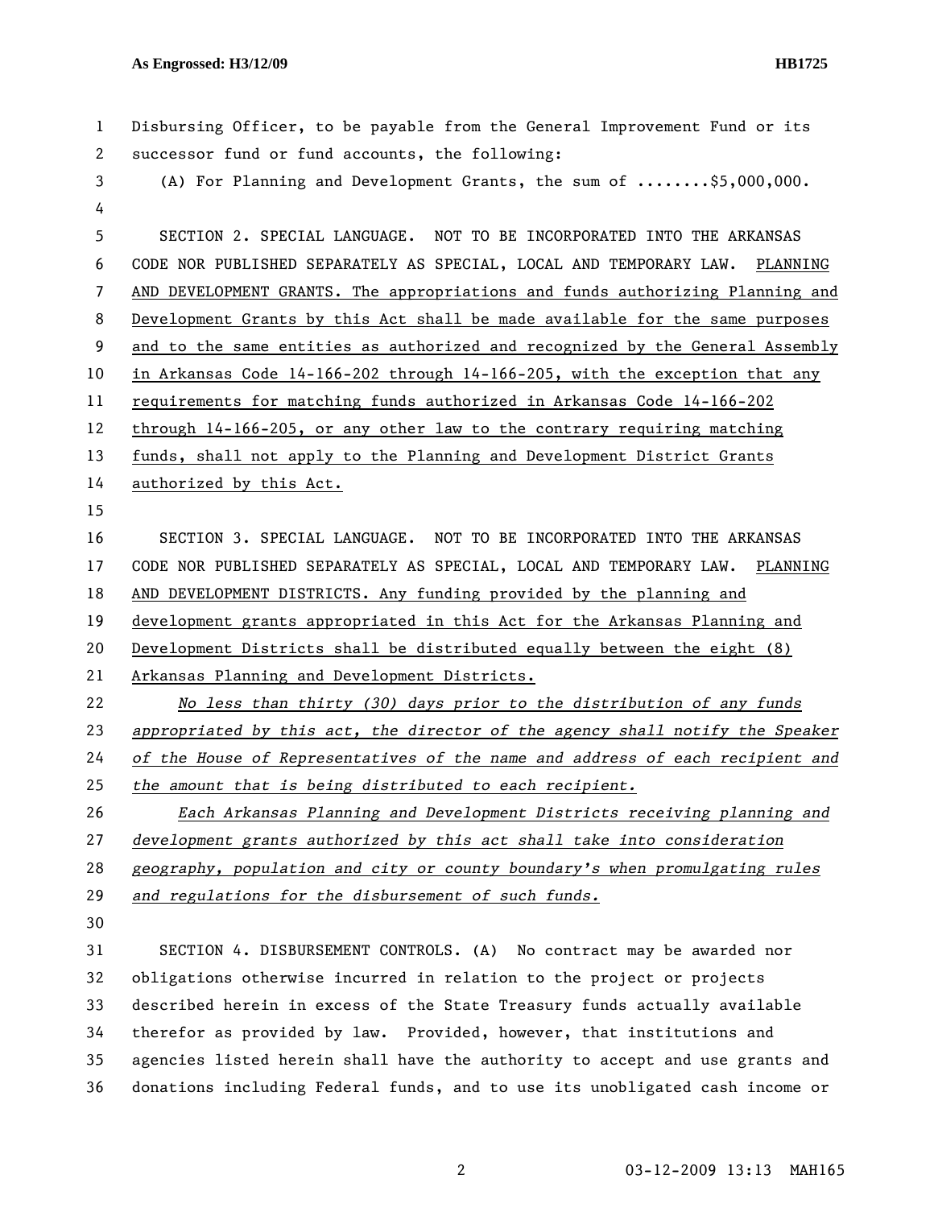Disbursing Officer, to be payable from the General Improvement Fund or its successor fund or fund accounts, the following:

(A) For Planning and Development Grants, the sum of ........$5,000,000.

SECTION 2. SPECIAL LANGUAGE. NOT TO BE INCORPORATED INTO THE ARKANSAS CODE NOR PUBLISHED SEPARATELY AS SPECIAL, LOCAL AND TEMPORARY LAW. PLANNING AND DEVELOPMENT GRANTS. The appropriations and funds authorizing Planning and Development Grants by this Act shall be made available for the same purposes and to the same entities as authorized and recognized by the General Assembly in Arkansas Code 14-166-202 through 14-166-205, with the exception that any requirements for matching funds authorized in Arkansas Code 14-166-202 through 14-166-205, or any other law to the contrary requiring matching funds, shall not apply to the Planning and Development District Grants authorized by this Act.

SECTION 3. SPECIAL LANGUAGE. NOT TO BE INCORPORATED INTO THE ARKANSAS CODE NOR PUBLISHED SEPARATELY AS SPECIAL, LOCAL AND TEMPORARY LAW. PLANNING AND DEVELOPMENT DISTRICTS. Any funding provided by the planning and development grants appropriated in this Act for the Arkansas Planning and Development Districts shall be distributed equally between the eight (8) Arkansas Planning and Development Districts.

*No less than thirty (30) days prior to the distribution of any funds appropriated by this act, the director of the agency shall notify the Speaker of the House of Representatives of the name and address of each recipient and the amount that is being distributed to each recipient.*

*Each Arkansas Planning and Development Districts receiving planning and development grants authorized by this act shall take into consideration geography, population and city or county boundary's when promulgating rules and regulations for the disbursement of such funds.*

SECTION 4. DISBURSEMENT CONTROLS. (A) No contract may be awarded nor obligations otherwise incurred in relation to the project or projects described herein in excess of the State Treasury funds actually available therefor as provided by law. Provided, however, that institutions and agencies listed herein shall have the authority to accept and use grants and donations including Federal funds, and to use its unobligated cash income or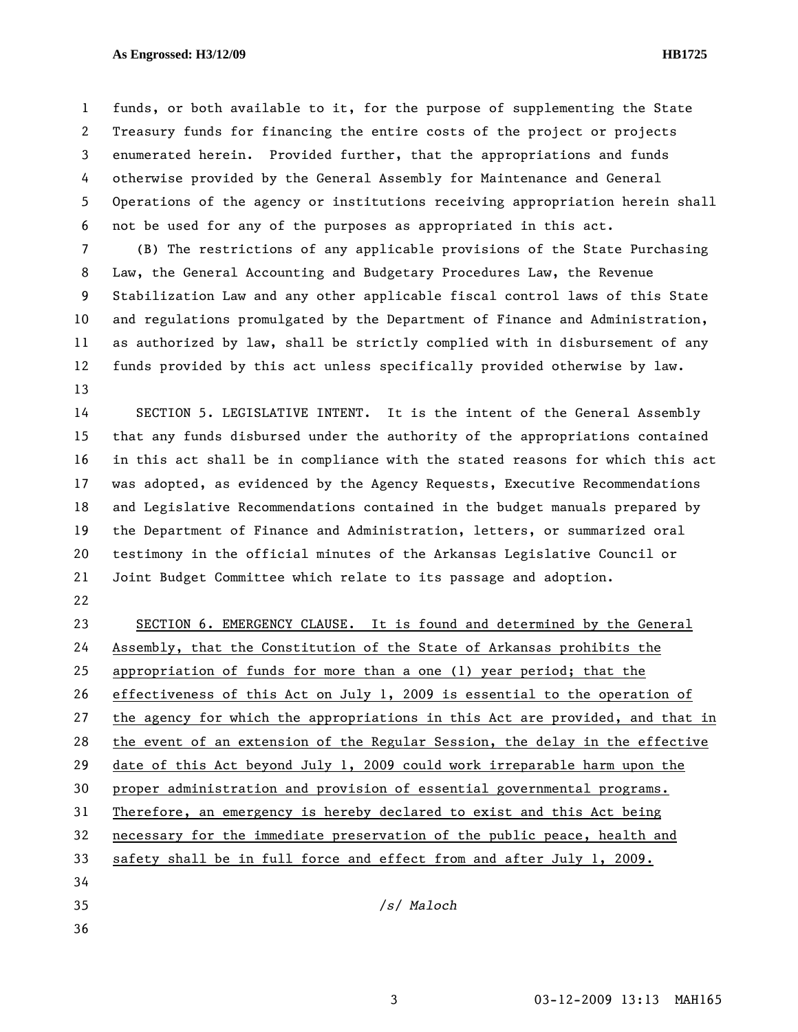funds, or both available to it, for the purpose of supplementing the State Treasury funds for financing the entire costs of the project or projects enumerated herein. Provided further, that the appropriations and funds otherwise provided by the General Assembly for Maintenance and General Operations of the agency or institutions receiving appropriation herein shall not be used for any of the purposes as appropriated in this act.

(B) The restrictions of any applicable provisions of the State Purchasing Law, the General Accounting and Budgetary Procedures Law, the Revenue Stabilization Law and any other applicable fiscal control laws of this State and regulations promulgated by the Department of Finance and Administration, as authorized by law, shall be strictly complied with in disbursement of any funds provided by this act unless specifically provided otherwise by law.

SECTION 5. LEGISLATIVE INTENT. It is the intent of the General Assembly that any funds disbursed under the authority of the appropriations contained in this act shall be in compliance with the stated reasons for which this act was adopted, as evidenced by the Agency Requests, Executive Recommendations and Legislative Recommendations contained in the budget manuals prepared by the Department of Finance and Administration, letters, or summarized oral testimony in the official minutes of the Arkansas Legislative Council or Joint Budget Committee which relate to its passage and adoption.

<u>SECTION 6. EMERGENCY CLAUSE. It is found and determined by the General Assembly, that the Constitution of the State of Arkansas prohibits the appropriation of funds for more than a one (1) year period; that the effectiveness of this Act on July 1, 2009 is essential to the operation of the agency for which the appropriations in this Act are provided, and that in the event of an extension of the Regular Session, the delay in the effective date of this Act beyond July 1, 2009 could work irreparable harm upon the proper administration and provision of essential governmental programs. Therefore, an emergency is hereby declared to exist and this Act being necessary for the immediate preservation of the public peace, health and safety shall be in full force and effect from and after July 1, 2009.</u>

*/s/ Maloch*